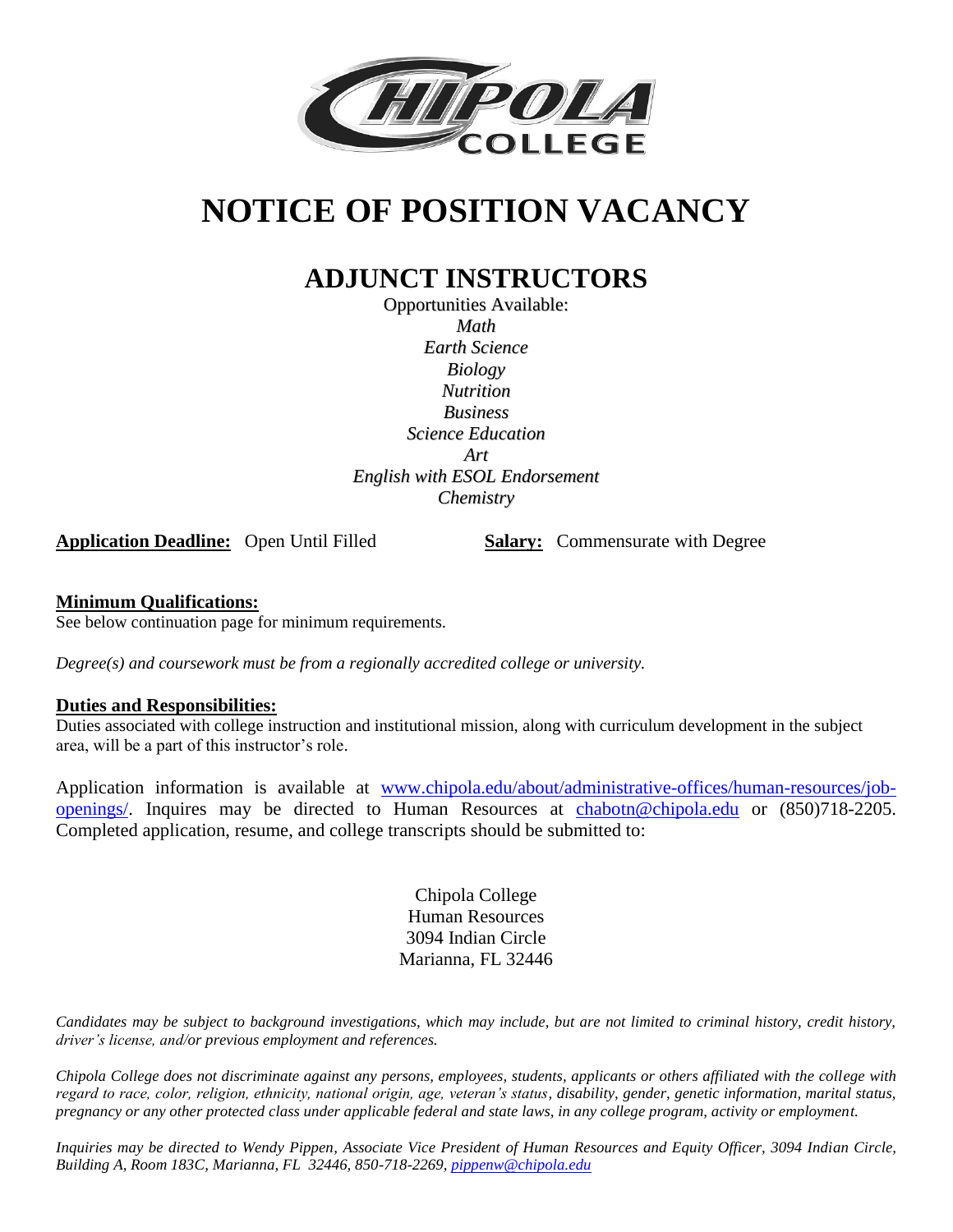# NOTICE OF POSITION VACANCY

## ADJUNCT INSTRUCTORS

Opportunities Available:

*Math*
*Earth Science*
*Biology*
*Nutrition*
*Business*
*Science Education*
*Art*
*English with ESOL Endorsement*
*Chemistry*

**Application Deadline:** Open Until Filled **Salary:** Commensurate with Degree

**Minimum Qualifications:**

See below continuation page for minimum requirements.

*Degree(s) and coursework must be from a regionally accredited college or university.*

**Duties and Responsibilities:**

Duties associated with college instruction and institutional mission, along with curriculum development in the subject area, will be a part of this instructor's role.

Application information is available at www.chipola.edu/about/administrative-offices/human-resources/job-openings/. Inquires may be directed to Human Resources at chabotn@chipola.edu or (850)718-2205. Completed application, resume, and college transcripts should be submitted to:

Chipola College
Human Resources
3094 Indian Circle
Marianna, FL 32446

*Candidates may be subject to background investigations, which may include, but are not limited to criminal history, credit history, driver's license, and/or previous employment and references.*

*Chipola College does not discriminate against any persons, employees, students, applicants or others affiliated with the college with regard to race, color, religion, ethnicity, national origin, age, veteran's status, disability, gender, genetic information, marital status, pregnancy or any other protected class under applicable federal and state laws, in any college program, activity or employment.*

*Inquiries may be directed to Wendy Pippen, Associate Vice President of Human Resources and Equity Officer, 3094 Indian Circle, Building A, Room 183C, Marianna, FL 32446, 850-718-2269, pippenw@chipola.edu*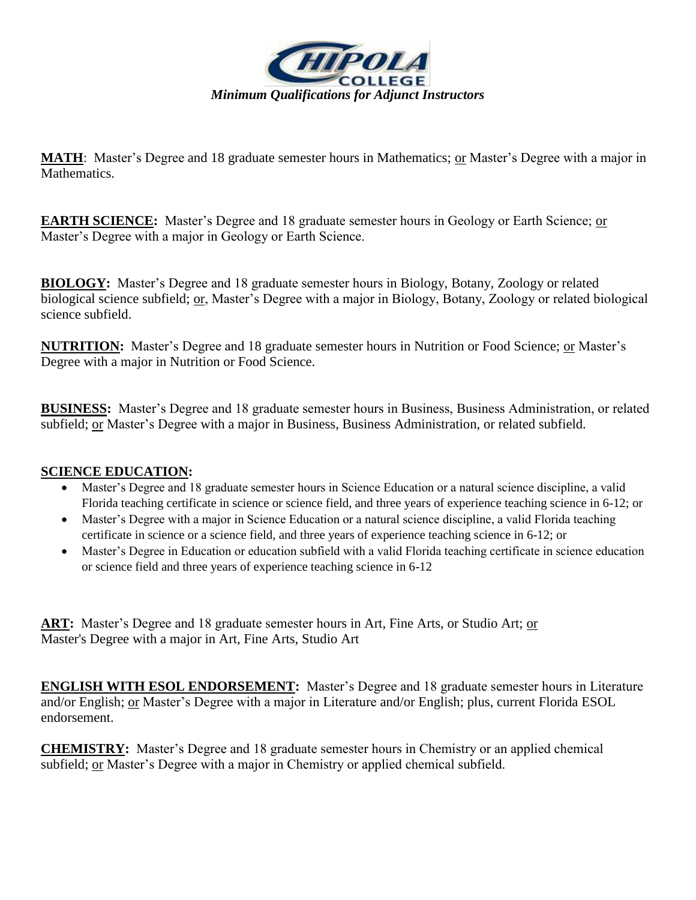*Minimum Qualifications for Adjunct Instructors*

**MATH**: Master's Degree and 18 graduate semester hours in Mathematics; or Master's Degree with a major in Mathematics.

**EARTH SCIENCE:** Master's Degree and 18 graduate semester hours in Geology or Earth Science; or Master's Degree with a major in Geology or Earth Science.

**BIOLOGY:** Master's Degree and 18 graduate semester hours in Biology, Botany, Zoology or related biological science subfield; or, Master's Degree with a major in Biology, Botany, Zoology or related biological science subfield.

**NUTRITION:** Master's Degree and 18 graduate semester hours in Nutrition or Food Science; or Master's Degree with a major in Nutrition or Food Science.

**BUSINESS:** Master's Degree and 18 graduate semester hours in Business, Business Administration, or related subfield; or Master's Degree with a major in Business, Business Administration, or related subfield.

**SCIENCE EDUCATION:**

- Master's Degree and 18 graduate semester hours in Science Education or a natural science discipline, a valid Florida teaching certificate in science or science field, and three years of experience teaching science in 6-12; or
- Master's Degree with a major in Science Education or a natural science discipline, a valid Florida teaching certificate in science or a science field, and three years of experience teaching science in 6-12; or
- Master's Degree in Education or education subfield with a valid Florida teaching certificate in science education or science field and three years of experience teaching science in 6-12

**ART:** Master's Degree and 18 graduate semester hours in Art, Fine Arts, or Studio Art; or Master's Degree with a major in Art, Fine Arts, Studio Art

**ENGLISH WITH ESOL ENDORSEMENT:** Master's Degree and 18 graduate semester hours in Literature and/or English; or Master's Degree with a major in Literature and/or English; plus, current Florida ESOL endorsement.

**CHEMISTRY:** Master's Degree and 18 graduate semester hours in Chemistry or an applied chemical subfield; or Master's Degree with a major in Chemistry or applied chemical subfield.